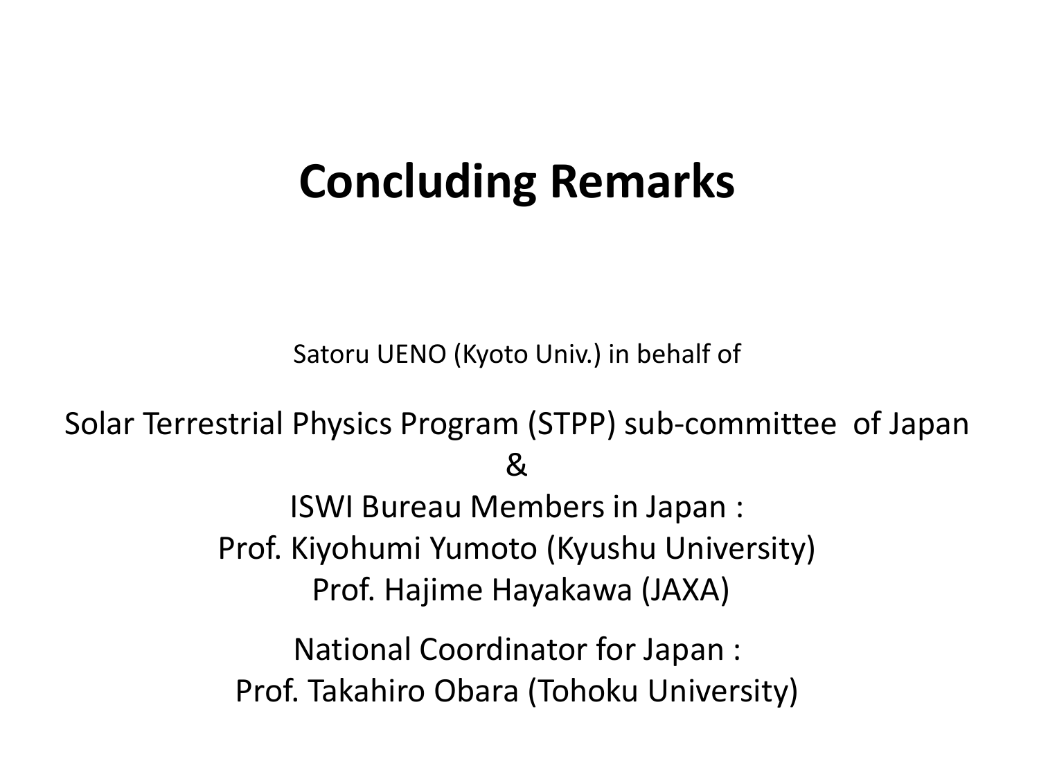# Concluding Remarks

Satoru UENO (Kyoto Univ.) in behalf of

Solar Terrestrial Physics Program (STPP) sub-committee of Japan
&
ISWI Bureau Members in Japan :
Prof. Kiyohumi Yumoto (Kyushu University)
Prof. Hajime Hayakawa (JAXA)

National Coordinator for Japan :
Prof. Takahiro Obara (Tohoku University)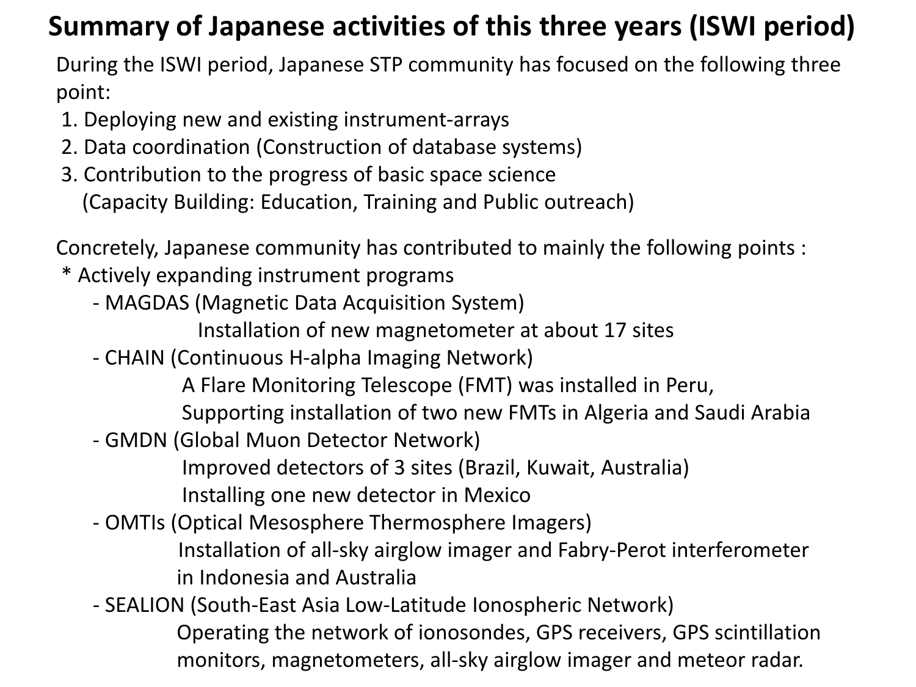# Summary of Japanese activities of this three years (ISWI period)

During the ISWI period, Japanese STP community has focused on the following three point:

1. Deploying new and existing instrument-arrays
2. Data coordination (Construction of database systems)
3. Contribution to the progress of basic space science
   (Capacity Building: Education, Training and Public outreach)

Concretely, Japanese community has contributed to mainly the following points :

* Actively expanding instrument programs
  - MAGDAS (Magnetic Data Acquisition System)
    Installation of new magnetometer at about 17 sites
  - CHAIN (Continuous H-alpha Imaging Network)
    A Flare Monitoring Telescope (FMT) was installed in Peru,
    Supporting installation of two new FMTs in Algeria and Saudi Arabia
  - GMDN (Global Muon Detector Network)
    Improved detectors of 3 sites (Brazil, Kuwait, Australia)
    Installing one new detector in Mexico
  - OMTIs (Optical Mesosphere Thermosphere Imagers)
    Installation of all-sky airglow imager and Fabry-Perot interferometer in Indonesia and Australia
  - SEALION (South-East Asia Low-Latitude Ionospheric Network)
    Operating the network of ionosondes, GPS receivers, GPS scintillation monitors, magnetometers, all-sky airglow imager and meteor radar.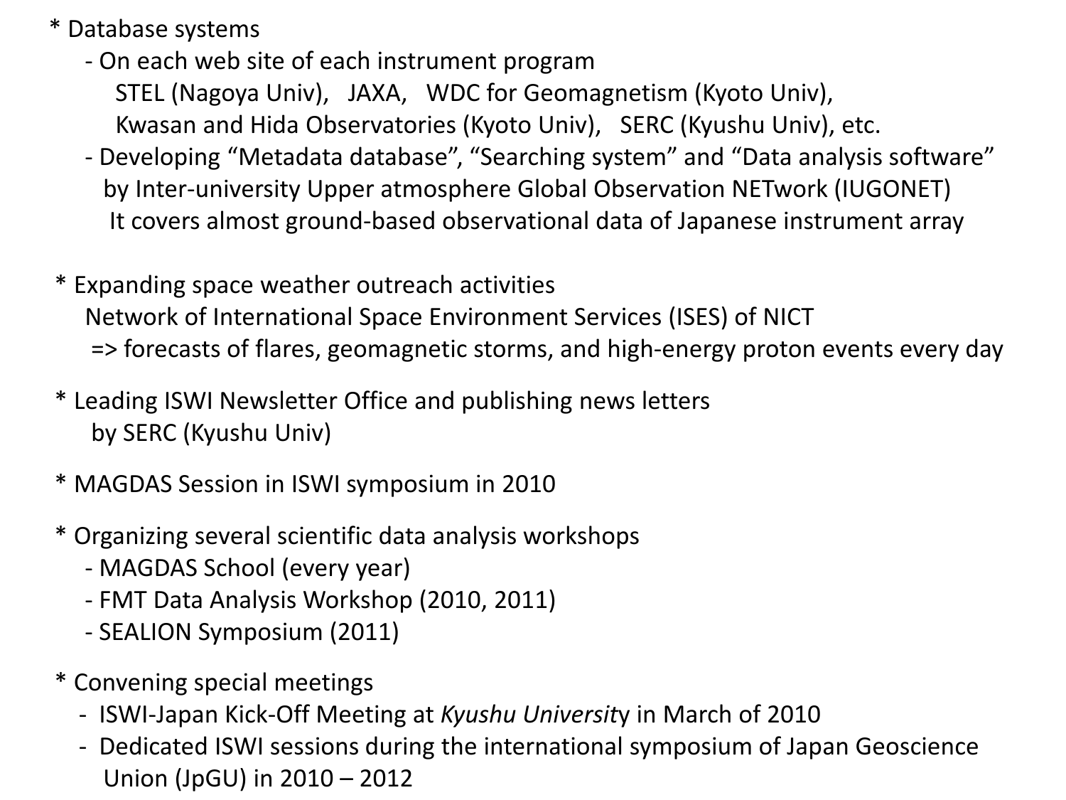* Database systems
  - On each web site of each instrument program
    STEL (Nagoya Univ), JAXA, WDC for Geomagnetism (Kyoto Univ),
    Kwasan and Hida Observatories (Kyoto Univ), SERC (Kyushu Univ), etc.
  - Developing “Metadata database”, “Searching system” and “Data analysis software” by Inter-university Upper atmosphere Global Observation NETwork (IUGONET)
    It covers almost ground-based observational data of Japanese instrument array

* Expanding space weather outreach activities
  Network of International Space Environment Services (ISES) of NICT
  => forecasts of flares, geomagnetic storms, and high-energy proton events every day

* Leading ISWI Newsletter Office and publishing news letters
  by SERC (Kyushu Univ)

* MAGDAS Session in ISWI symposium in 2010

* Organizing several scientific data analysis workshops
  - MAGDAS School (every year)
  - FMT Data Analysis Workshop (2010, 2011)
  - SEALION Symposium (2011)

* Convening special meetings
  - ISWI-Japan Kick-Off Meeting at *Kyushu Universit*y in March of 2010
  - Dedicated ISWI sessions during the international symposium of Japan Geoscience Union (JpGU) in 2010 – 2012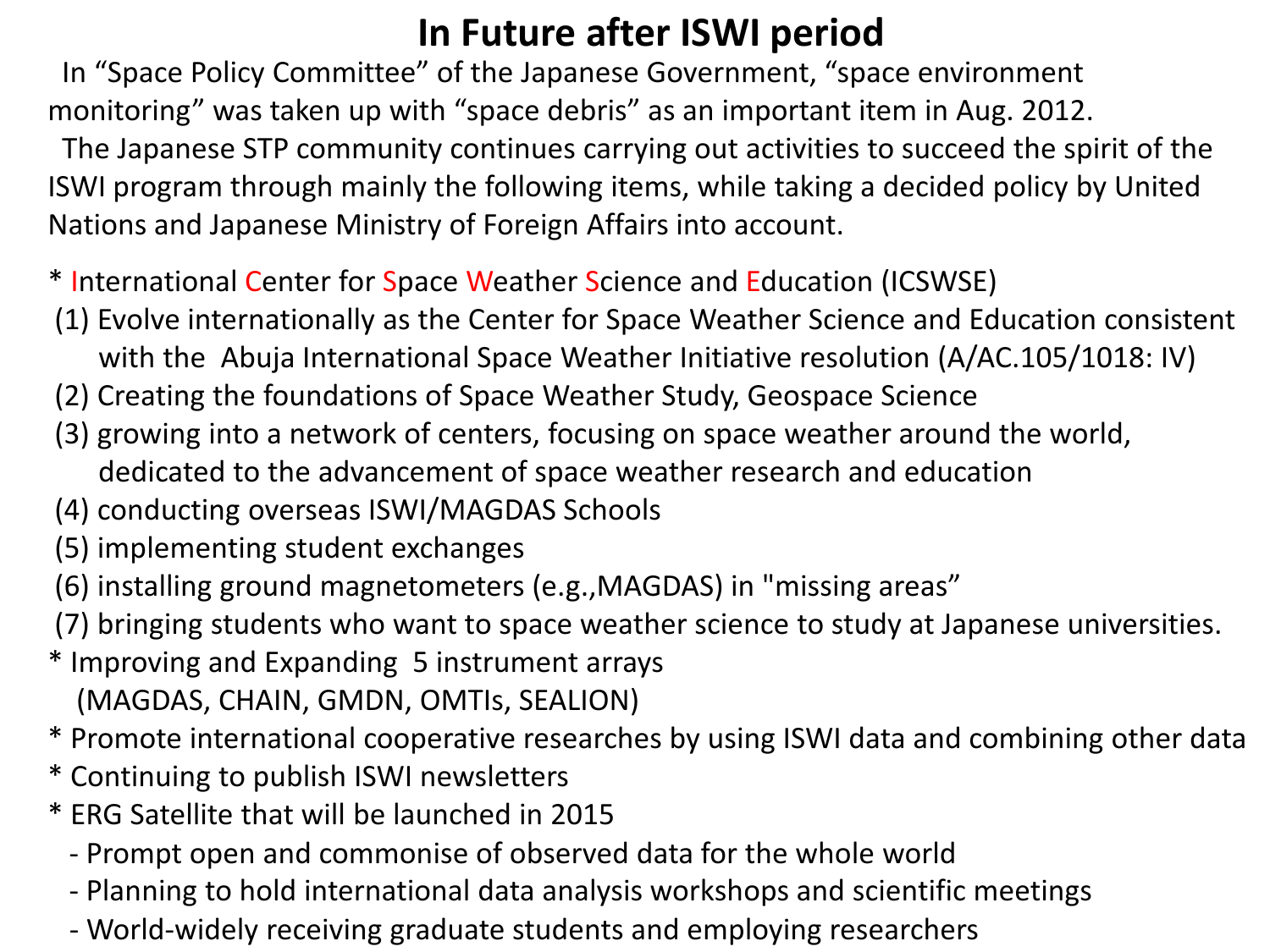# In Future after ISWI period

In "Space Policy Committee" of the Japanese Government, "space environment monitoring" was taken up with "space debris" as an important item in Aug. 2012.

The Japanese STP community continues carrying out activities to succeed the spirit of the ISWI program through mainly the following items, while taking a decided policy by United Nations and Japanese Ministry of Foreign Affairs into account.

* International Center for Space Weather Science and Education (ICSWSE)
  (1) Evolve internationally as the Center for Space Weather Science and Education consistent with the Abuja International Space Weather Initiative resolution (A/AC.105/1018: IV)
  (2) Creating the foundations of Space Weather Study, Geospace Science
  (3) growing into a network of centers, focusing on space weather around the world, dedicated to the advancement of space weather research and education
  (4) conducting overseas ISWI/MAGDAS Schools
  (5) implementing student exchanges
  (6) installing ground magnetometers (e.g.,MAGDAS) in "missing areas"
  (7) bringing students who want to space weather science to study at Japanese universities.
* Improving and Expanding 5 instrument arrays (MAGDAS, CHAIN, GMDN, OMTIs, SEALION)
* Promote international cooperative researches by using ISWI data and combining other data
* Continuing to publish ISWI newsletters
* ERG Satellite that will be launched in 2015
  - Prompt open and commonise of observed data for the whole world
  - Planning to hold international data analysis workshops and scientific meetings
  - World-widely receiving graduate students and employing researchers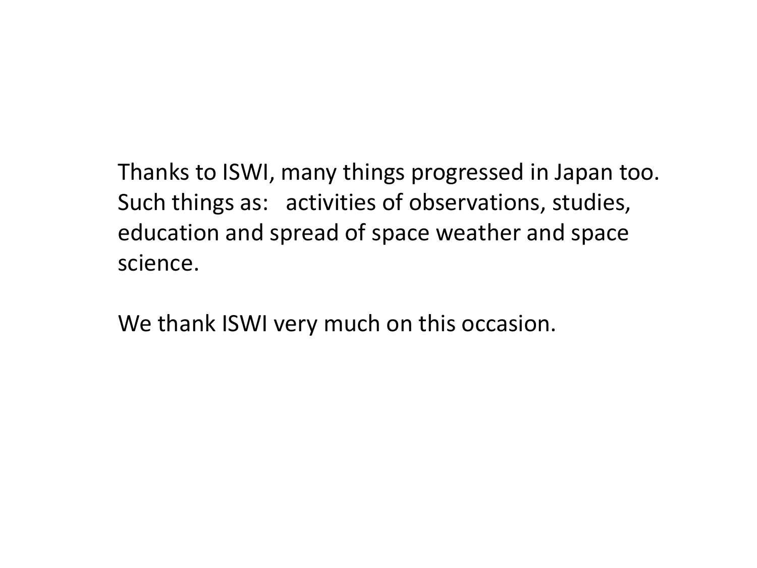Thanks to ISWI, many things progressed in Japan too. Such things as: activities of observations, studies, education and spread of space weather and space science.

We thank ISWI very much on this occasion.